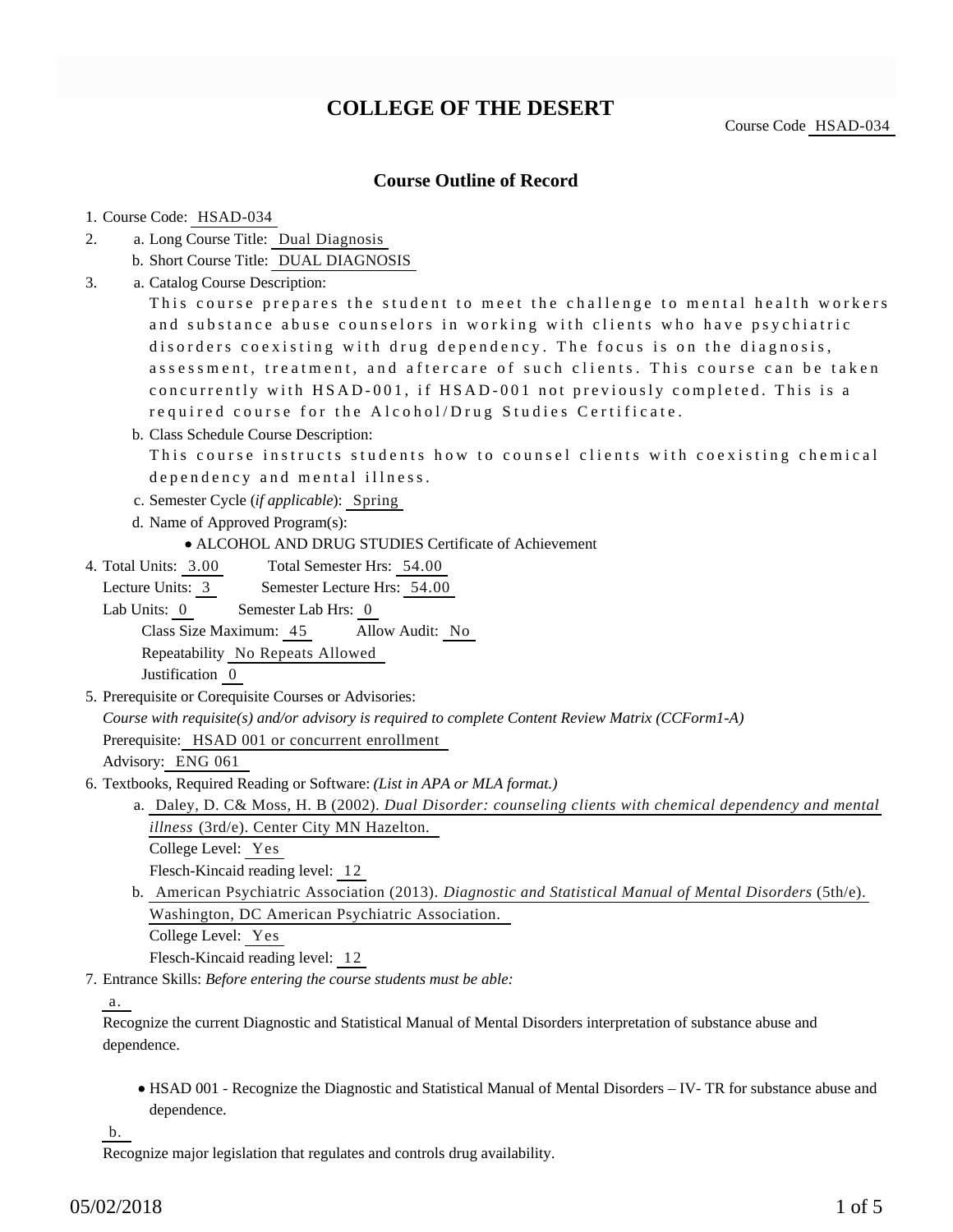# COLLEGE OF THE DESERT

Course Code HSAD-034

## Course Outline of Record

1. Course Code: HSAD-034
2. a. Long Course Title: Dual Diagnosis
   b. Short Course Title: DUAL DIAGNOSIS
3. a. Catalog Course Description:
   This course prepares the student to meet the challenge to mental health workers and substance abuse counselors in working with clients who have psychiatric disorders coexisting with drug dependency. The focus is on the diagnosis, assessment, treatment, and aftercare of such clients. This course can be taken concurrently with HSAD-001, if HSAD-001 not previously completed. This is a required course for the Alcohol/Drug Studies Certificate.

   b. Class Schedule Course Description:
   This course instructs students how to counsel clients with coexisting chemical dependency and mental illness.

   c. Semester Cycle (*if applicable*): Spring

   d. Name of Approved Program(s):
   - ALCOHOL AND DRUG STUDIES Certificate of Achievement
4. Total Units: 3.00 Total Semester Hrs: 54.00
   Lecture Units: 3 Semester Lecture Hrs: 54.00
   Lab Units: 0 Semester Lab Hrs: 0
   Class Size Maximum: 45 Allow Audit: No
   Repeatability No Repeats Allowed
   Justification 0
5. Prerequisite or Corequisite Courses or Advisories:
   *Course with requisite(s) and/or advisory is required to complete Content Review Matrix (CCForm1-A)*
   Prerequisite: HSAD 001 or concurrent enrollment
   Advisory: ENG 061
6. Textbooks, Required Reading or Software: *(List in APA or MLA format.)*
   a. Daley, D. C& Moss, H. B (2002). *Dual Disorder: counseling clients with chemical dependency and mental illness* (3rd/e). Center City MN Hazelton.
   College Level: Yes
   Flesch-Kincaid reading level: 12
   b. American Psychiatric Association (2013). *Diagnostic and Statistical Manual of Mental Disorders* (5th/e). Washington, DC American Psychiatric Association.
   College Level: Yes
   Flesch-Kincaid reading level: 12
7. Entrance Skills: *Before entering the course students must be able:*

   a.
   Recognize the current Diagnostic and Statistical Manual of Mental Disorders interpretation of substance abuse and dependence.

   - HSAD 001 - Recognize the Diagnostic and Statistical Manual of Mental Disorders – IV- TR for substance abuse and dependence.

   b.
   Recognize major legislation that regulates and controls drug availability.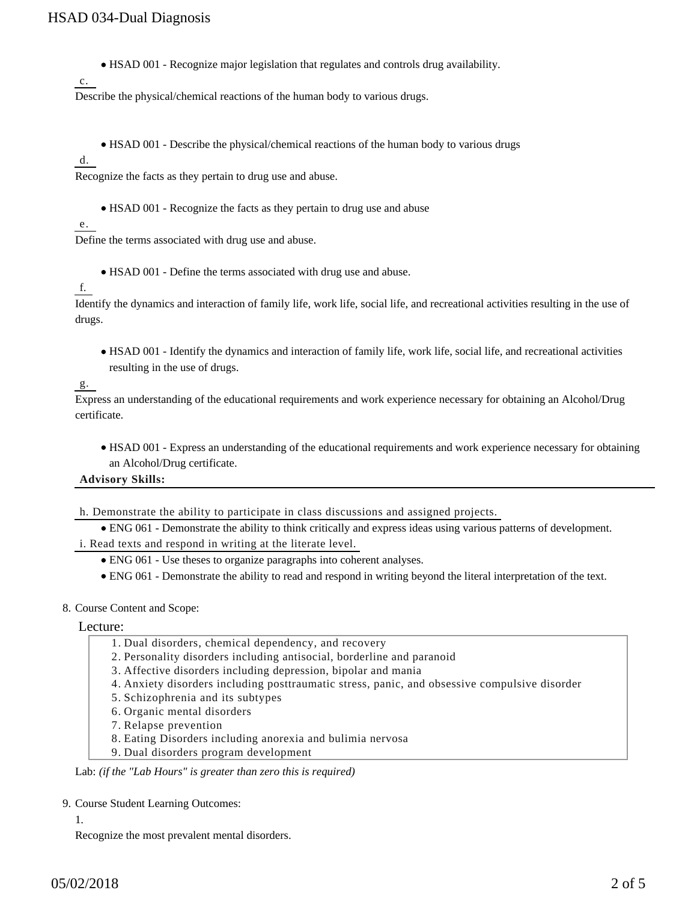- HSAD 001 - Recognize major legislation that regulates and controls drug availability.

c.

Describe the physical/chemical reactions of the human body to various drugs.

- HSAD 001 - Describe the physical/chemical reactions of the human body to various drugs

d.

Recognize the facts as they pertain to drug use and abuse.

- HSAD 001 - Recognize the facts as they pertain to drug use and abuse

e.

Define the terms associated with drug use and abuse.

- HSAD 001 - Define the terms associated with drug use and abuse.

f.

Identify the dynamics and interaction of family life, work life, social life, and recreational activities resulting in the use of drugs.

- HSAD 001 - Identify the dynamics and interaction of family life, work life, social life, and recreational activities resulting in the use of drugs.

g.

Express an understanding of the educational requirements and work experience necessary for obtaining an Alcohol/Drug certificate.

- HSAD 001 - Express an understanding of the educational requirements and work experience necessary for obtaining an Alcohol/Drug certificate.

**Advisory Skills:**

h. Demonstrate the ability to participate in class discussions and assigned projects.

- ENG 061 - Demonstrate the ability to think critically and express ideas using various patterns of development.

i. Read texts and respond in writing at the literate level.

- ENG 061 - Use theses to organize paragraphs into coherent analyses.
- ENG 061 - Demonstrate the ability to read and respond in writing beyond the literal interpretation of the text.

8. Course Content and Scope:

Lecture:

1. Dual disorders, chemical dependency, and recovery
2. Personality disorders including antisocial, borderline and paranoid
3. Affective disorders including depression, bipolar and mania
4. Anxiety disorders including posttraumatic stress, panic, and obsessive compulsive disorder
5. Schizophrenia and its subtypes
6. Organic mental disorders
7. Relapse prevention
8. Eating Disorders including anorexia and bulimia nervosa
9. Dual disorders program development

Lab: *(if the "Lab Hours" is greater than zero this is required)*

9. Course Student Learning Outcomes:

1.

Recognize the most prevalent mental disorders.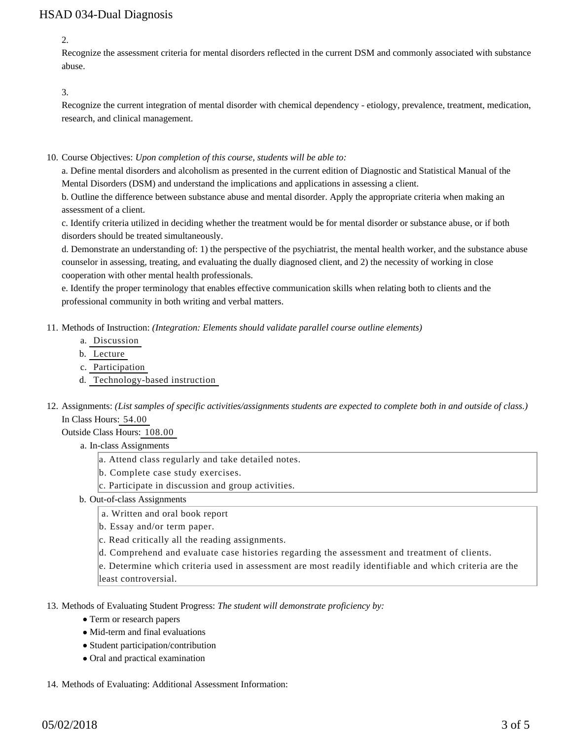2.

Recognize the assessment criteria for mental disorders reflected in the current DSM and commonly associated with substance abuse.

3.

Recognize the current integration of mental disorder with chemical dependency - etiology, prevalence, treatment, medication, research, and clinical management.

10. Course Objectives: *Upon completion of this course, students will be able to:*

    a. Define mental disorders and alcoholism as presented in the current edition of Diagnostic and Statistical Manual of the Mental Disorders (DSM) and understand the implications and applications in assessing a client.
    b. Outline the difference between substance abuse and mental disorder. Apply the appropriate criteria when making an assessment of a client.
    c. Identify criteria utilized in deciding whether the treatment would be for mental disorder or substance abuse, or if both disorders should be treated simultaneously.
    d. Demonstrate an understanding of: 1) the perspective of the psychiatrist, the mental health worker, and the substance abuse counselor in assessing, treating, and evaluating the dually diagnosed client, and 2) the necessity of working in close cooperation with other mental health professionals.
    e. Identify the proper terminology that enables effective communication skills when relating both to clients and the professional community in both writing and verbal matters.

11. Methods of Instruction: *(Integration: Elements should validate parallel course outline elements)*

    a. Discussion
    b. Lecture
    c. Participation
    d. Technology-based instruction

12. Assignments: *(List samples of specific activities/assignments students are expected to complete both in and outside of class.)*

    In Class Hours: 54.00

    Outside Class Hours: 108.00

    a. In-class Assignments

        a. Attend class regularly and take detailed notes.
        b. Complete case study exercises.
        c. Participate in discussion and group activities.

    b. Out-of-class Assignments

        a. Written and oral book report
        b. Essay and/or term paper.
        c. Read critically all the reading assignments.
        d. Comprehend and evaluate case histories regarding the assessment and treatment of clients.
        e. Determine which criteria used in assessment are most readily identifiable and which criteria are the least controversial.

13. Methods of Evaluating Student Progress: *The student will demonstrate proficiency by:*

    - Term or research papers
    - Mid-term and final evaluations
    - Student participation/contribution
    - Oral and practical examination

14. Methods of Evaluating: Additional Assessment Information: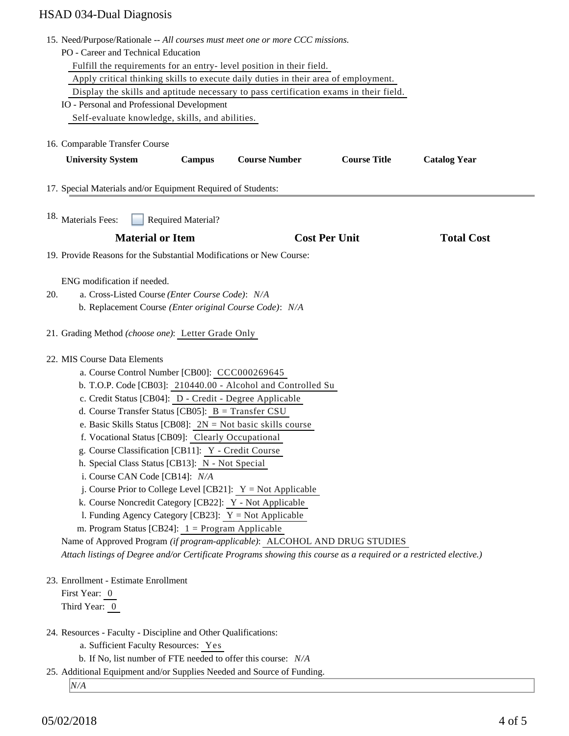15. Need/Purpose/Rationale -- *All courses must meet one or more CCC missions.*

    PO - Career and Technical Education

    Fulfill the requirements for an entry- level position in their field.

    Apply critical thinking skills to execute daily duties in their area of employment.

    Display the skills and aptitude necessary to pass certification exams in their field.

    IO - Personal and Professional Development

    Self-evaluate knowledge, skills, and abilities.

16. Comparable Transfer Course

| University System | Campus | Course Number | Course Title | Catalog Year |
|---|---|---|---|---|

17. Special Materials and/or Equipment Required of Students:

18. Materials Fees: ☐ Required Material?

| Material or Item | Cost Per Unit | Total Cost |
|---|---|---|

19. Provide Reasons for the Substantial Modifications or New Course:

    ENG modification if needed.

20. a. Cross-Listed Course *(Enter Course Code)*: *N/A*

    b. Replacement Course *(Enter original Course Code)*: *N/A*

21. Grading Method *(choose one)*: Letter Grade Only

22. MIS Course Data Elements

    a. Course Control Number [CB00]: CCC000269645

    b. T.O.P. Code [CB03]: 210440.00 - Alcohol and Controlled Su

    c. Credit Status [CB04]: D - Credit - Degree Applicable

    d. Course Transfer Status [CB05]: B = Transfer CSU

    e. Basic Skills Status [CB08]: 2N = Not basic skills course

    f. Vocational Status [CB09]: Clearly Occupational

    g. Course Classification [CB11]: Y - Credit Course

    h. Special Class Status [CB13]: N - Not Special

    i. Course CAN Code [CB14]: *N/A*

    j. Course Prior to College Level [CB21]: Y = Not Applicable

    k. Course Noncredit Category [CB22]: Y - Not Applicable

    l. Funding Agency Category [CB23]: Y = Not Applicable

    m. Program Status [CB24]: 1 = Program Applicable

    Name of Approved Program *(if program-applicable)*: ALCOHOL AND DRUG STUDIES

    *Attach listings of Degree and/or Certificate Programs showing this course as a required or a restricted elective.)*

23. Enrollment - Estimate Enrollment

    First Year: 0

    Third Year: 0

24. Resources - Faculty - Discipline and Other Qualifications:

    a. Sufficient Faculty Resources: Yes

    b. If No, list number of FTE needed to offer this course: *N/A*

25. Additional Equipment and/or Supplies Needed and Source of Funding.

    *N/A*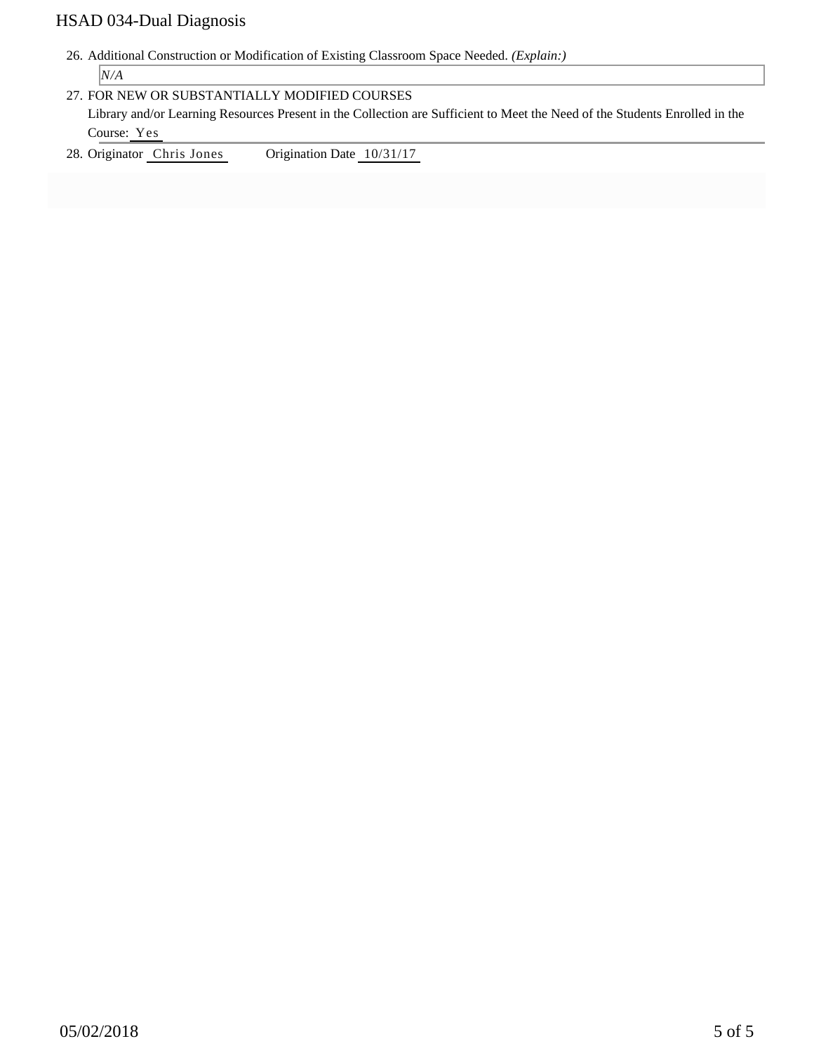26. Additional Construction or Modification of Existing Classroom Space Needed. *(Explain:)*

    *N/A*

27. FOR NEW OR SUBSTANTIALLY MODIFIED COURSES

    Library and/or Learning Resources Present in the Collection are Sufficient to Meet the Need of the Students Enrolled in the Course: Yes

28. Originator Chris Jones    Origination Date 10/31/17